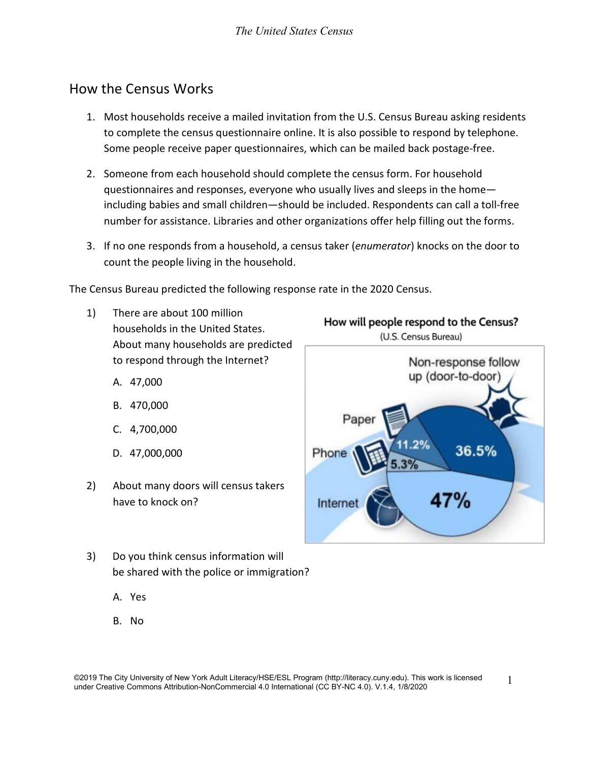## How the Census Works

1. Most households receive a mailed invitation from the U.S. Census Bureau asking residents to complete the census questionnaire online. It is also possible to respond by telephone. Some people receive paper questionnaires, which can be mailed back postage-free.

2. Someone from each household should complete the census form. For household questionnaires and responses, everyone who usually lives and sleeps in the home—including babies and small children—should be included. Respondents can call a toll-free number for assistance. Libraries and other organizations offer help filling out the forms.

3. If no one responds from a household, a census taker (*enumerator*) knocks on the door to count the people living in the household.

The Census Bureau predicted the following response rate in the 2020 Census.

**How will people respond to the Census?**
(U.S. Census Bureau)

| Response method | Percent |
|---|---|
| Internet | 47% |
| Non-response follow up (door-to-door) | 36.5% |
| Paper | 11.2% |
| Phone | 5.3% |

1) There are about 100 million households in the United States. About many households are predicted to respond through the Internet?

   A. 47,000

   B. 470,000

   C. 4,700,000

   D. 47,000,000

2) About many doors will census takers have to knock on?

3) Do you think census information will be shared with the police or immigration?

   A. Yes

   B. No

©2019 The City University of New York Adult Literacy/HSE/ESL Program (http://literacy.cuny.edu). This work is licensed under Creative Commons Attribution-NonCommercial 4.0 International (CC BY-NC 4.0). V.1.4, 1/8/2020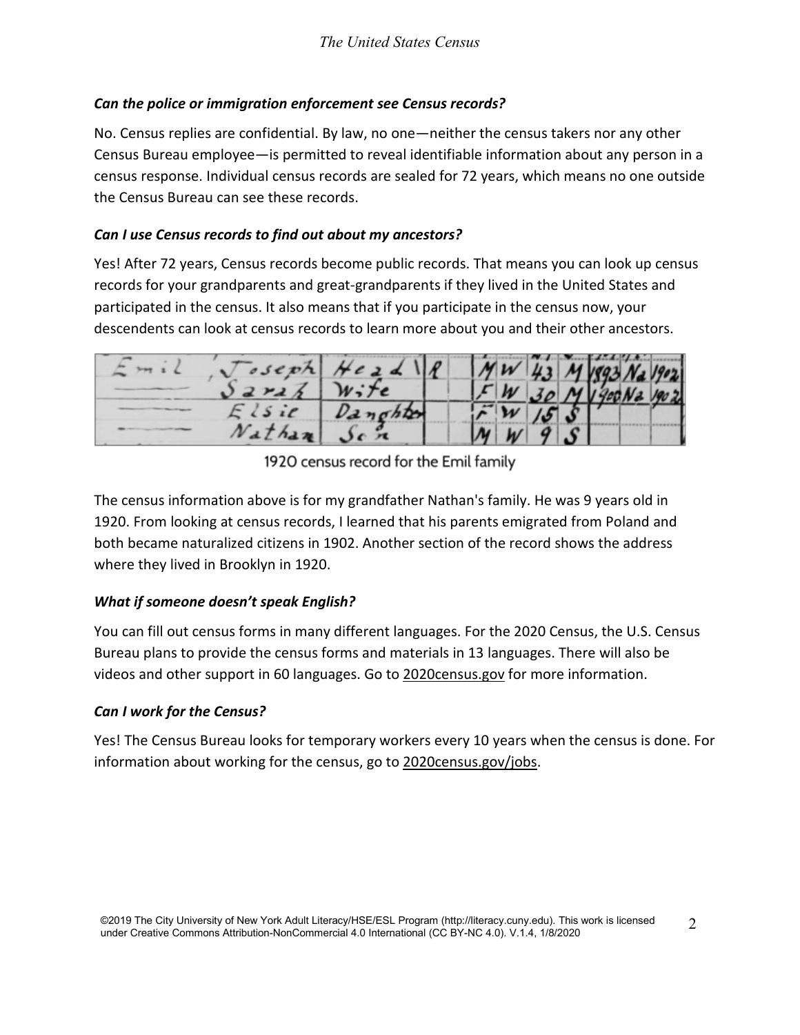### *Can the police or immigration enforcement see Census records?*

No. Census replies are confidential. By law, no one—neither the census takers nor any other Census Bureau employee—is permitted to reveal identifiable information about any person in a census response. Individual census records are sealed for 72 years, which means no one outside the Census Bureau can see these records.

### *Can I use Census records to find out about my ancestors?*

Yes! After 72 years, Census records become public records. That means you can look up census records for your grandparents and great-grandparents if they lived in the United States and participated in the census. It also means that if you participate in the census now, your descendents can look at census records to learn more about you and their other ancestors.

1920 census record for the Emil family

The census information above is for my grandfather Nathan's family. He was 9 years old in 1920. From looking at census records, I learned that his parents emigrated from Poland and both became naturalized citizens in 1902. Another section of the record shows the address where they lived in Brooklyn in 1920.

### *What if someone doesn't speak English?*

You can fill out census forms in many different languages. For the 2020 Census, the U.S. Census Bureau plans to provide the census forms and materials in 13 languages. There will also be videos and other support in 60 languages. Go to 2020census.gov for more information.

### *Can I work for the Census?*

Yes! The Census Bureau looks for temporary workers every 10 years when the census is done. For information about working for the census, go to 2020census.gov/jobs.